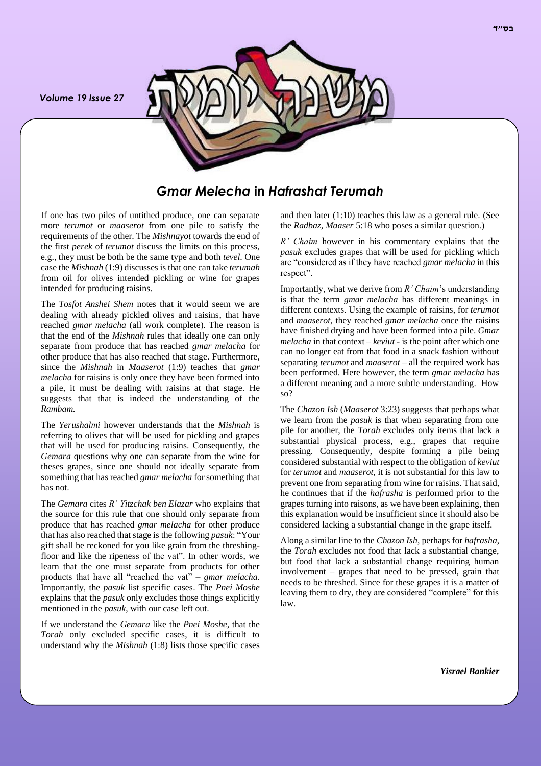# *Gmar Melecha* in *Hafrashat Terumah*

If one has two piles of untithed produce, one can separate more *terumot* or *maaserot* from one pile to satisfy the requirements of the other. The *Mishnayot* towards the end of the first *perek* of *terumot* discuss the limits on this process, e.g., they must be both be the same type and both *tevel*. One case the *Mishnah* (1:9) discusses is that one can take *terumah* from oil for olives intended pickling or wine for grapes intended for producing raisins.

The *Tosfot Anshei Shem* notes that it would seem we are dealing with already pickled olives and raisins, that have reached *gmar melacha* (all work complete). The reason is that the end of the *Mishnah* rules that ideally one can only separate from produce that has reached *gmar melacha* for other produce that has also reached that stage. Furthermore, since the *Mishnah* in *Maaserot* (1:9) teaches that *gmar melacha* for raisins is only once they have been formed into a pile, it must be dealing with raisins at that stage. He suggests that that is indeed the understanding of the *Rambam.*

The *Yerushalmi* however understands that the *Mishnah* is referring to olives that will be used for pickling and grapes that will be used for producing raisins. Consequently, the *Gemara* questions why one can separate from the wine for theses grapes, since one should not ideally separate from something that has reached *gmar melacha* for something that has not.

The *Gemara* cites *R' Yitzchak ben Elazar* who explains that the source for this rule that one should only separate from produce that has reached *gmar melacha* for other produce that has also reached that stage is the following *pasuk*: "Your gift shall be reckoned for you like grain from the threshing-floor and like the ripeness of the vat". In other words, we learn that the one must separate from products for other products that have all "reached the vat" – *gmar melacha*. Importantly, the *pasuk* list specific cases. The *Pnei Moshe* explains that the *pasuk* only excludes those things explicitly mentioned in the *pasuk*, with our case left out.

If we understand the *Gemara* like the *Pnei Moshe*, that the *Torah* only excluded specific cases, it is difficult to understand why the *Mishnah* (1:8) lists those specific cases and then later (1:10) teaches this law as a general rule. (See the *Radbaz*, *Maaser* 5:18 who poses a similar question.)

*R' Chaim* however in his commentary explains that the *pasuk* excludes grapes that will be used for pickling which are "considered as if they have reached *gmar melacha* in this respect".

Importantly, what we derive from *R' Chaim*'s understanding is that the term *gmar melacha* has different meanings in different contexts. Using the example of raisins, for *terumot* and *maaserot*, they reached *gmar melacha* once the raisins have finished drying and have been formed into a pile. *Gmar melacha* in that context – *keviut* - is the point after which one can no longer eat from that food in a snack fashion without separating *terumot* and *maaserot* – all the required work has been performed. Here however, the term *gmar melacha* has a different meaning and a more subtle understanding. How so?

The *Chazon Ish* (*Maaserot* 3:23) suggests that perhaps what we learn from the *pasuk* is that when separating from one pile for another, the *Torah* excludes only items that lack a substantial physical process, e.g., grapes that require pressing. Consequently, despite forming a pile being considered substantial with respect to the obligation of *keviut* for *terumot* and *maaserot*, it is not substantial for this law to prevent one from separating from wine for raisins. That said, he continues that if the *hafrasha* is performed prior to the grapes turning into raisons, as we have been explaining, then this explanation would be insufficient since it should also be considered lacking a substantial change in the grape itself.

Along a similar line to the *Chazon Ish*, perhaps for *hafrasha*, the *Torah* excludes not food that lack a substantial change, but food that lack a substantial change requiring human involvement – grapes that need to be pressed, grain that needs to be threshed. Since for these grapes it is a matter of leaving them to dry, they are considered "complete" for this law.

***Yisrael Bankier***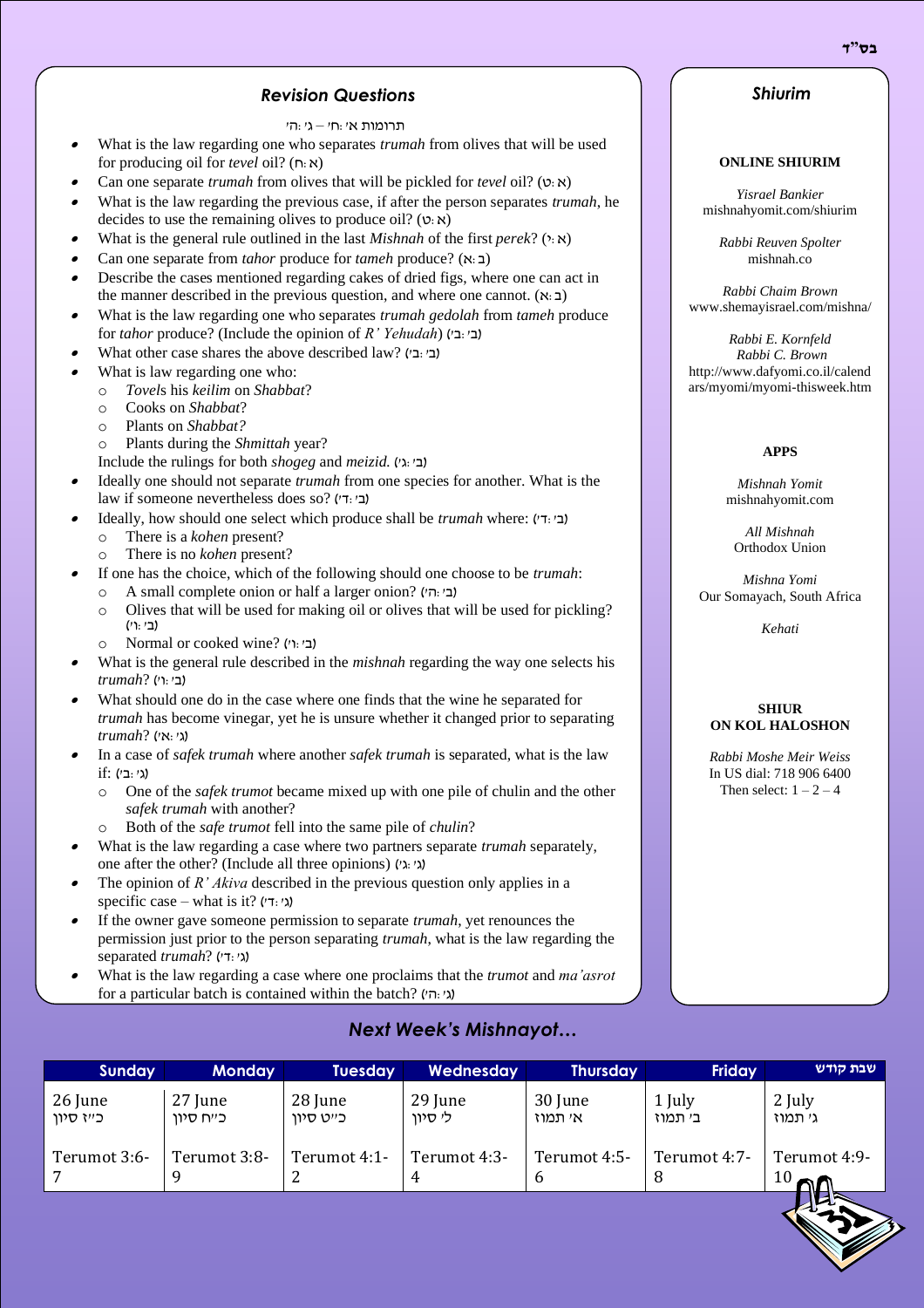בס"ד

## Revision Questions

תרומות א׳:ח׳ – ג׳:ה׳

- What is the law regarding one who separates *trumah* from olives that will be used for producing oil for *tevel* oil? (א:ח)
- Can one separate *trumah* from olives that will be pickled for *tevel* oil? (א:ט)
- What is the law regarding the previous case, if after the person separates *trumah*, he decides to use the remaining olives to produce oil? (א:ט)
- What is the general rule outlined in the last *Mishnah* of the first *perek*? (א:י)
- Can one separate from *tahor* produce for *tameh* produce? (ב:א)
- Describe the cases mentioned regarding cakes of dried figs, where one can act in the manner described in the previous question, and where one cannot. (ב:א)
- What is the law regarding one who separates *trumah gedolah* from *tameh* produce for *tahor* produce? (Include the opinion of *R' Yehudah*) (ב׳:ב׳)
- What other case shares the above described law? (ב׳:ב׳)
- What is law regarding one who:
  - *Tovel*s his *keilim* on *Shabbat*?
  - Cooks on *Shabbat*?
  - Plants on *Shabbat?*
  - Plants during the *Shmittah* year?

  Include the rulings for both *shogeg* and *meizid.* (ב׳:ג׳)
- Ideally one should not separate *trumah* from one species for another. What is the law if someone nevertheless does so? (ב׳:ד׳)
- Ideally, how should one select which produce shall be *trumah* where: (ב׳:ד׳)
  - There is a *kohen* present?
  - There is no *kohen* present?
- If one has the choice, which of the following should one choose to be *trumah*:
  - A small complete onion or half a larger onion? (ב׳:ה׳)
  - Olives that will be used for making oil or olives that will be used for pickling? (ב׳:ו׳)
  - Normal or cooked wine? (ב׳:ו׳)
- What is the general rule described in the *mishnah* regarding the way one selects his *trumah*? (ב׳:ו׳)
- What should one do in the case where one finds that the wine he separated for *trumah* has become vinegar, yet he is unsure whether it changed prior to separating *trumah*? (ג׳:א׳)
- In a case of *safek trumah* where another *safek trumah* is separated, what is the law if: (ג׳:ב׳)
  - One of the *safek trumot* became mixed up with one pile of chulin and the other *safek trumah* with another?
  - Both of the *safe trumot* fell into the same pile of *chulin*?
- What is the law regarding a case where two partners separate *trumah* separately, one after the other? (Include all three opinions) (ג׳:ג׳)
- The opinion of *R' Akiva* described in the previous question only applies in a specific case – what is it? (ג׳:ד׳)
- If the owner gave someone permission to separate *trumah*, yet renounces the permission just prior to the person separating *trumah*, what is the law regarding the separated *trumah*? (ג׳:ד׳)
- What is the law regarding a case where one proclaims that the *trumot* and *ma'asrot* for a particular batch is contained within the batch? (ג׳:ה׳)

## Shiurim

**ONLINE SHIURIM**

*Yisrael Bankier*
mishnahyomit.com/shiurim

*Rabbi Reuven Spolter*
mishnah.co

*Rabbi Chaim Brown*
www.shemayisrael.com/mishna/

*Rabbi E. Kornfeld*
*Rabbi C. Brown*
http://www.dafyomi.co.il/calendars/myomi/myomi-thisweek.htm

**APPS**

*Mishnah Yomit*
mishnahyomit.com

*All Mishnah*
Orthodox Union

*Mishna Yomi*
Our Somayach, South Africa

*Kehati*

**SHIUR ON KOL HALOSHON**

*Rabbi Moshe Meir Weiss*
In US dial: 718 906 6400
Then select: 1 – 2 – 4

## Next Week's Mishnayot…

| Sunday | Monday | Tuesday | Wednesday | Thursday | Friday | שבת קודש |
|---|---|---|---|---|---|---|
| 26 June<br>כ״ז סיון | 27 June<br>כ״ח סיון | 28 June<br>כ״ט סיון | 29 June<br>ל׳ סיון | 30 June<br>א׳ תמוז | 1 July<br>ב׳ תמוז | 2 July<br>ג׳ תמוז |
| Terumot 3:6-7 | Terumot 3:8-9 | Terumot 4:1-2 | Terumot 4:3-4 | Terumot 4:5-6 | Terumot 4:7-8 | Terumot 4:9-10 |